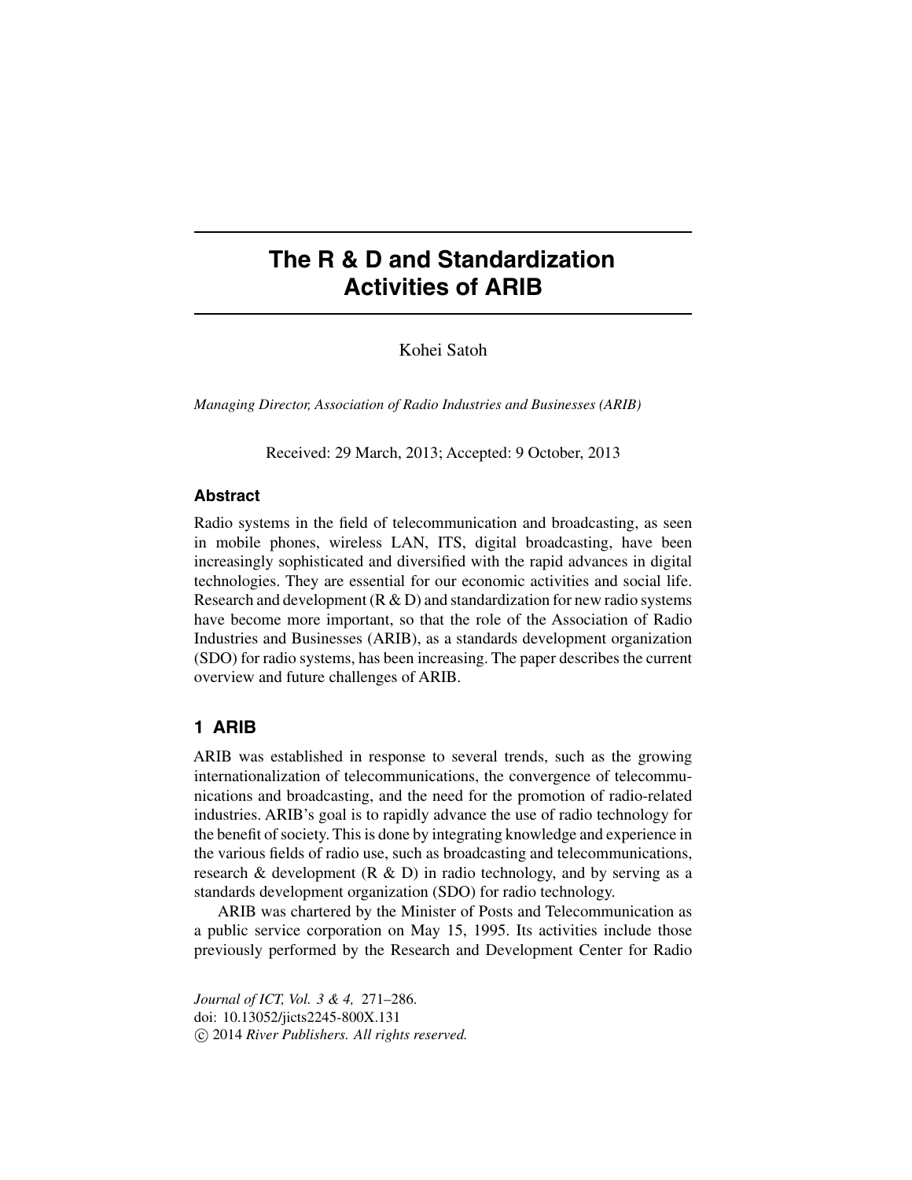# The R & D and Standardization Activities of ARIB

Kohei Satoh

*Managing Director, Association of Radio Industries and Businesses (ARIB)*

Received: 29 March, 2013; Accepted: 9 October, 2013

### Abstract

Radio systems in the field of telecommunication and broadcasting, as seen in mobile phones, wireless LAN, ITS, digital broadcasting, have been increasingly sophisticated and diversified with the rapid advances in digital technologies. They are essential for our economic activities and social life. Research and development (R & D) and standardization for new radio systems have become more important, so that the role of the Association of Radio Industries and Businesses (ARIB), as a standards development organization (SDO) for radio systems, has been increasing. The paper describes the current overview and future challenges of ARIB.

## 1 ARIB

ARIB was established in response to several trends, such as the growing internationalization of telecommunications, the convergence of telecommunications and broadcasting, and the need for the promotion of radio-related industries. ARIB's goal is to rapidly advance the use of radio technology for the benefit of society. This is done by integrating knowledge and experience in the various fields of radio use, such as broadcasting and telecommunications, research & development (R & D) in radio technology, and by serving as a standards development organization (SDO) for radio technology.

ARIB was chartered by the Minister of Posts and Telecommunication as a public service corporation on May 15, 1995. Its activities include those previously performed by the Research and Development Center for Radio

*Journal of ICT, Vol. 3 & 4,* 271–286.
doi: 10.13052/jicts2245-800X.131
© 2014 *River Publishers. All rights reserved.*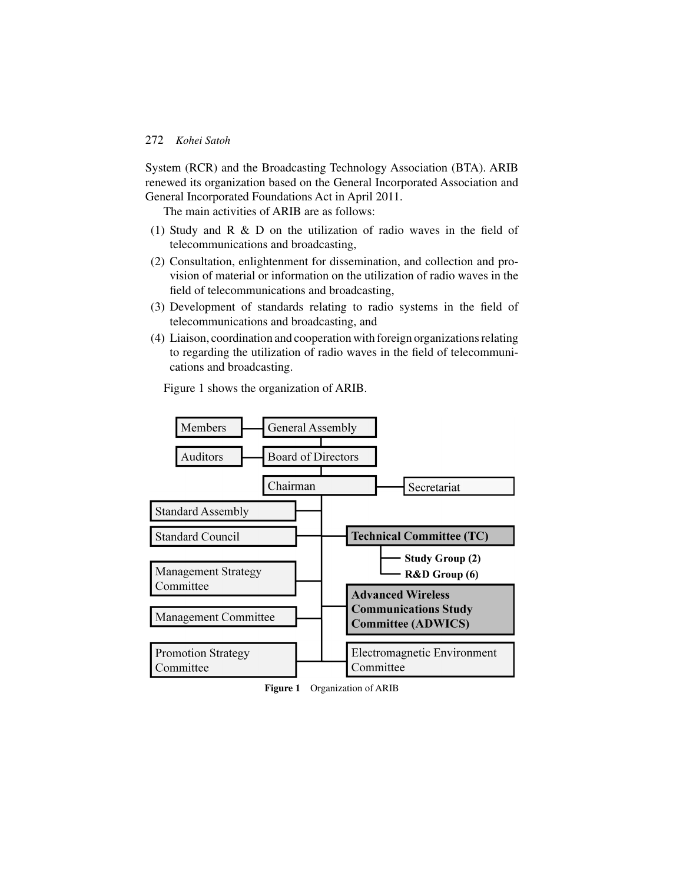System (RCR) and the Broadcasting Technology Association (BTA). ARIB renewed its organization based on the General Incorporated Association and General Incorporated Foundations Act in April 2011.

The main activities of ARIB are as follows:

(1) Study and R & D on the utilization of radio waves in the field of telecommunications and broadcasting,
(2) Consultation, enlightenment for dissemination, and collection and provision of material or information on the utilization of radio waves in the field of telecommunications and broadcasting,
(3) Development of standards relating to radio systems in the field of telecommunications and broadcasting, and
(4) Liaison, coordination and cooperation with foreign organizations relating to regarding the utilization of radio waves in the field of telecommunications and broadcasting.

Figure 1 shows the organization of ARIB.

Members — General Assembly

Auditors — Board of Directors

Chairman — Secretariat

Standard Assembly

Standard Council

Management Strategy Committee

Management Committee

Promotion Strategy Committee

**Technical Committee (TC)**

- **Study Group (2)**
- **R&D Group (6)**

**Advanced Wireless Communications Study Committee (ADWICS)**

Electromagnetic Environment Committee

**Figure 1** Organization of ARIB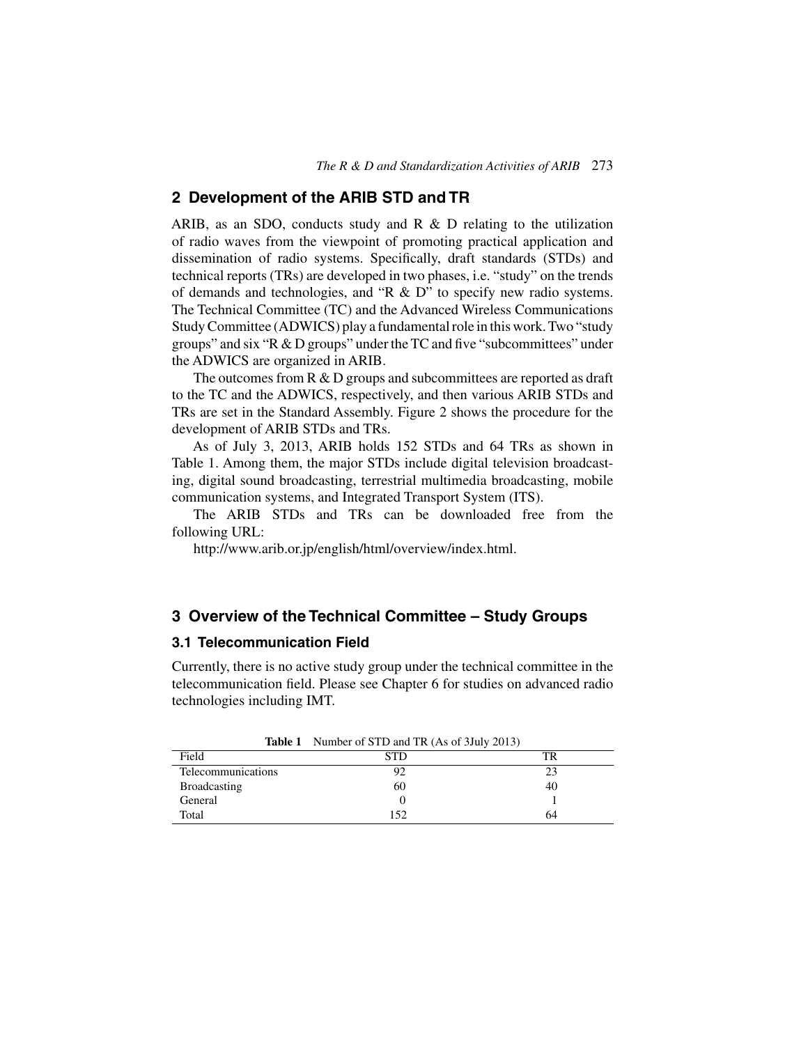## 2 Development of the ARIB STD and TR

ARIB, as an SDO, conducts study and R & D relating to the utilization of radio waves from the viewpoint of promoting practical application and dissemination of radio systems. Specifically, draft standards (STDs) and technical reports (TRs) are developed in two phases, i.e. "study" on the trends of demands and technologies, and "R & D" to specify new radio systems. The Technical Committee (TC) and the Advanced Wireless Communications Study Committee (ADWICS) play a fundamental role in this work. Two "study groups" and six "R & D groups" under the TC and five "subcommittees" under the ADWICS are organized in ARIB.

The outcomes from R & D groups and subcommittees are reported as draft to the TC and the ADWICS, respectively, and then various ARIB STDs and TRs are set in the Standard Assembly. Figure 2 shows the procedure for the development of ARIB STDs and TRs.

As of July 3, 2013, ARIB holds 152 STDs and 64 TRs as shown in Table 1. Among them, the major STDs include digital television broadcasting, digital sound broadcasting, terrestrial multimedia broadcasting, mobile communication systems, and Integrated Transport System (ITS).

The ARIB STDs and TRs can be downloaded free from the following URL:

http://www.arib.or.jp/english/html/overview/index.html.

## 3 Overview of the Technical Committee – Study Groups

### 3.1 Telecommunication Field

Currently, there is no active study group under the technical committee in the telecommunication field. Please see Chapter 6 for studies on advanced radio technologies including IMT.

**Table 1** Number of STD and TR (As of 3July 2013)

| Field | STD | TR |
|---|---|---|
| Telecommunications | 92 | 23 |
| Broadcasting | 60 | 40 |
| General | 0 | 1 |
| Total | 152 | 64 |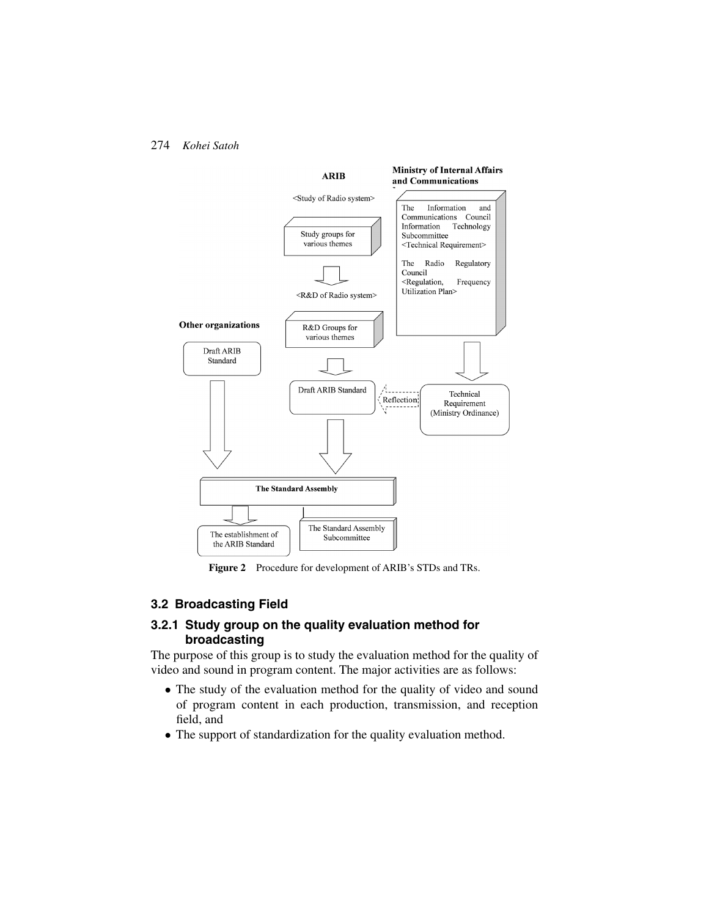**Figure 2** Procedure for development of ARIB's STDs and TRs.

## 3.2 Broadcasting Field

### 3.2.1 Study group on the quality evaluation method for broadcasting

The purpose of this group is to study the evaluation method for the quality of video and sound in program content. The major activities are as follows:

- The study of the evaluation method for the quality of video and sound of program content in each production, transmission, and reception field, and
- The support of standardization for the quality evaluation method.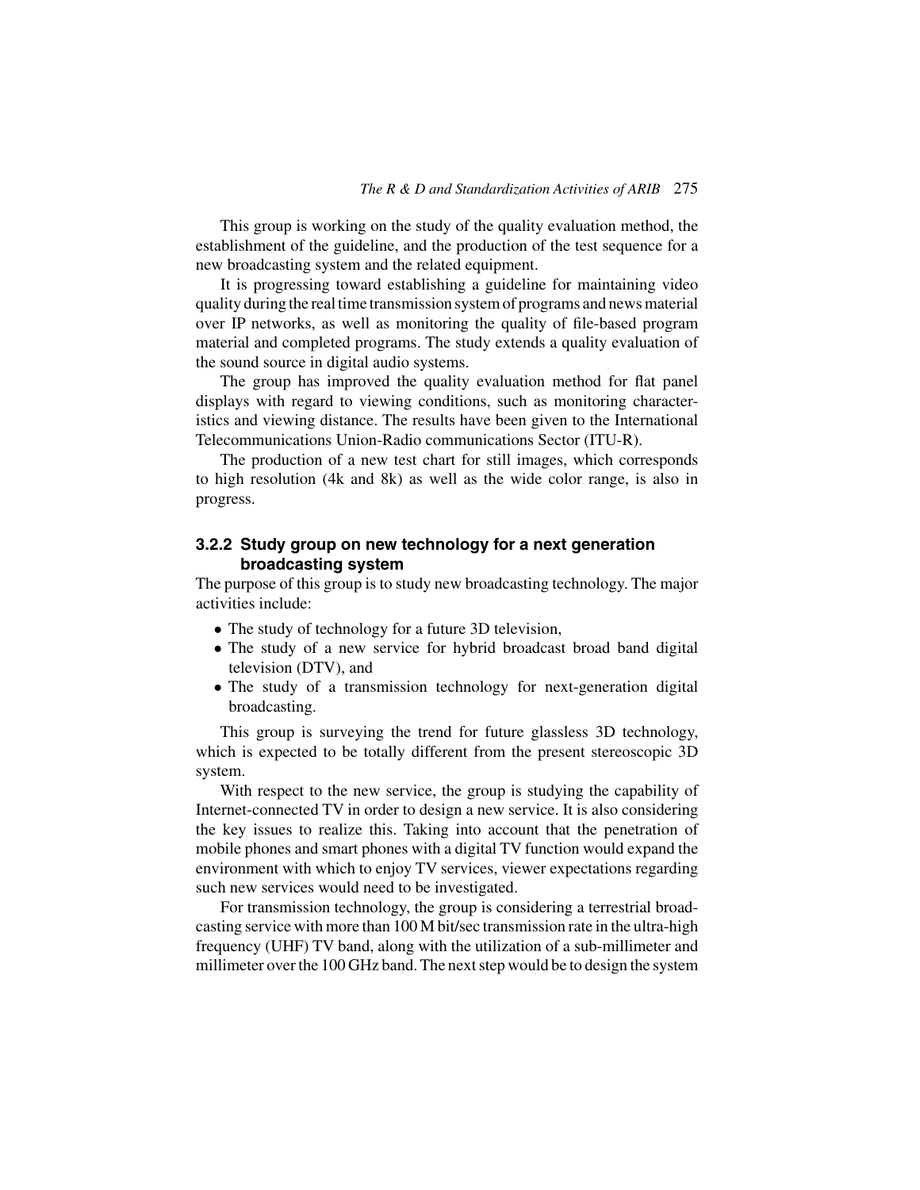This group is working on the study of the quality evaluation method, the establishment of the guideline, and the production of the test sequence for a new broadcasting system and the related equipment.

It is progressing toward establishing a guideline for maintaining video quality during the real time transmission system of programs and news material over IP networks, as well as monitoring the quality of file-based program material and completed programs. The study extends a quality evaluation of the sound source in digital audio systems.

The group has improved the quality evaluation method for flat panel displays with regard to viewing conditions, such as monitoring characteristics and viewing distance. The results have been given to the International Telecommunications Union-Radio communications Sector (ITU-R).

The production of a new test chart for still images, which corresponds to high resolution (4k and 8k) as well as the wide color range, is also in progress.

### 3.2.2 Study group on new technology for a next generation broadcasting system

The purpose of this group is to study new broadcasting technology. The major activities include:

- The study of technology for a future 3D television,
- The study of a new service for hybrid broadcast broad band digital television (DTV), and
- The study of a transmission technology for next-generation digital broadcasting.

This group is surveying the trend for future glassless 3D technology, which is expected to be totally different from the present stereoscopic 3D system.

With respect to the new service, the group is studying the capability of Internet-connected TV in order to design a new service. It is also considering the key issues to realize this. Taking into account that the penetration of mobile phones and smart phones with a digital TV function would expand the environment with which to enjoy TV services, viewer expectations regarding such new services would need to be investigated.

For transmission technology, the group is considering a terrestrial broadcasting service with more than 100 M bit/sec transmission rate in the ultra-high frequency (UHF) TV band, along with the utilization of a sub-millimeter and millimeter over the 100 GHz band. The next step would be to design the system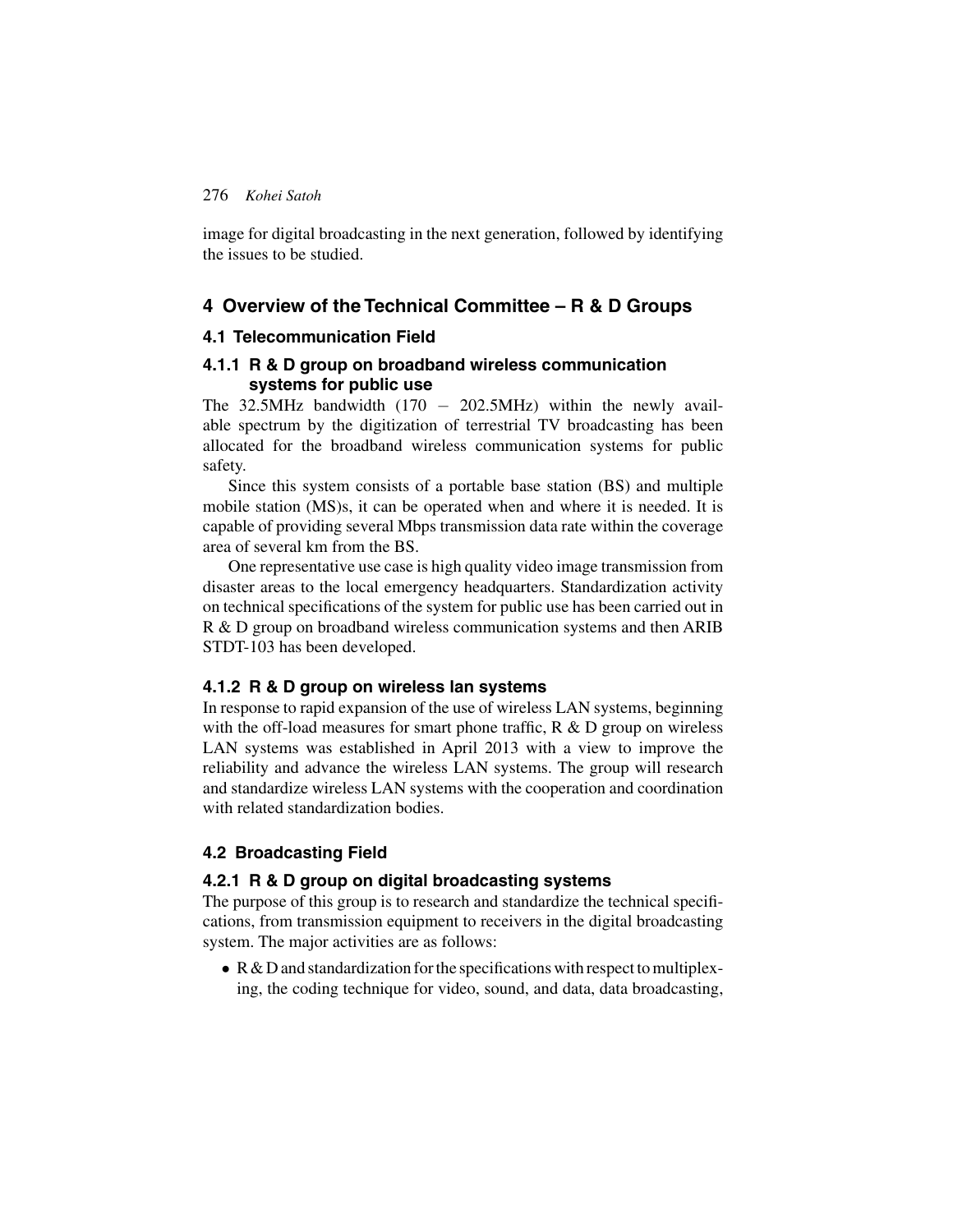image for digital broadcasting in the next generation, followed by identifying the issues to be studied.

## 4 Overview of the Technical Committee – R & D Groups

### 4.1 Telecommunication Field

#### 4.1.1 R & D group on broadband wireless communication systems for public use

The 32.5MHz bandwidth (170 – 202.5MHz) within the newly available spectrum by the digitization of terrestrial TV broadcasting has been allocated for the broadband wireless communication systems for public safety.

Since this system consists of a portable base station (BS) and multiple mobile station (MS)s, it can be operated when and where it is needed. It is capable of providing several Mbps transmission data rate within the coverage area of several km from the BS.

One representative use case is high quality video image transmission from disaster areas to the local emergency headquarters. Standardization activity on technical specifications of the system for public use has been carried out in R & D group on broadband wireless communication systems and then ARIB STDT-103 has been developed.

#### 4.1.2 R & D group on wireless lan systems

In response to rapid expansion of the use of wireless LAN systems, beginning with the off-load measures for smart phone traffic, R & D group on wireless LAN systems was established in April 2013 with a view to improve the reliability and advance the wireless LAN systems. The group will research and standardize wireless LAN systems with the cooperation and coordination with related standardization bodies.

### 4.2 Broadcasting Field

#### 4.2.1 R & D group on digital broadcasting systems

The purpose of this group is to research and standardize the technical specifications, from transmission equipment to receivers in the digital broadcasting system. The major activities are as follows:

- R & D and standardization for the specifications with respect to multiplexing, the coding technique for video, sound, and data, data broadcasting,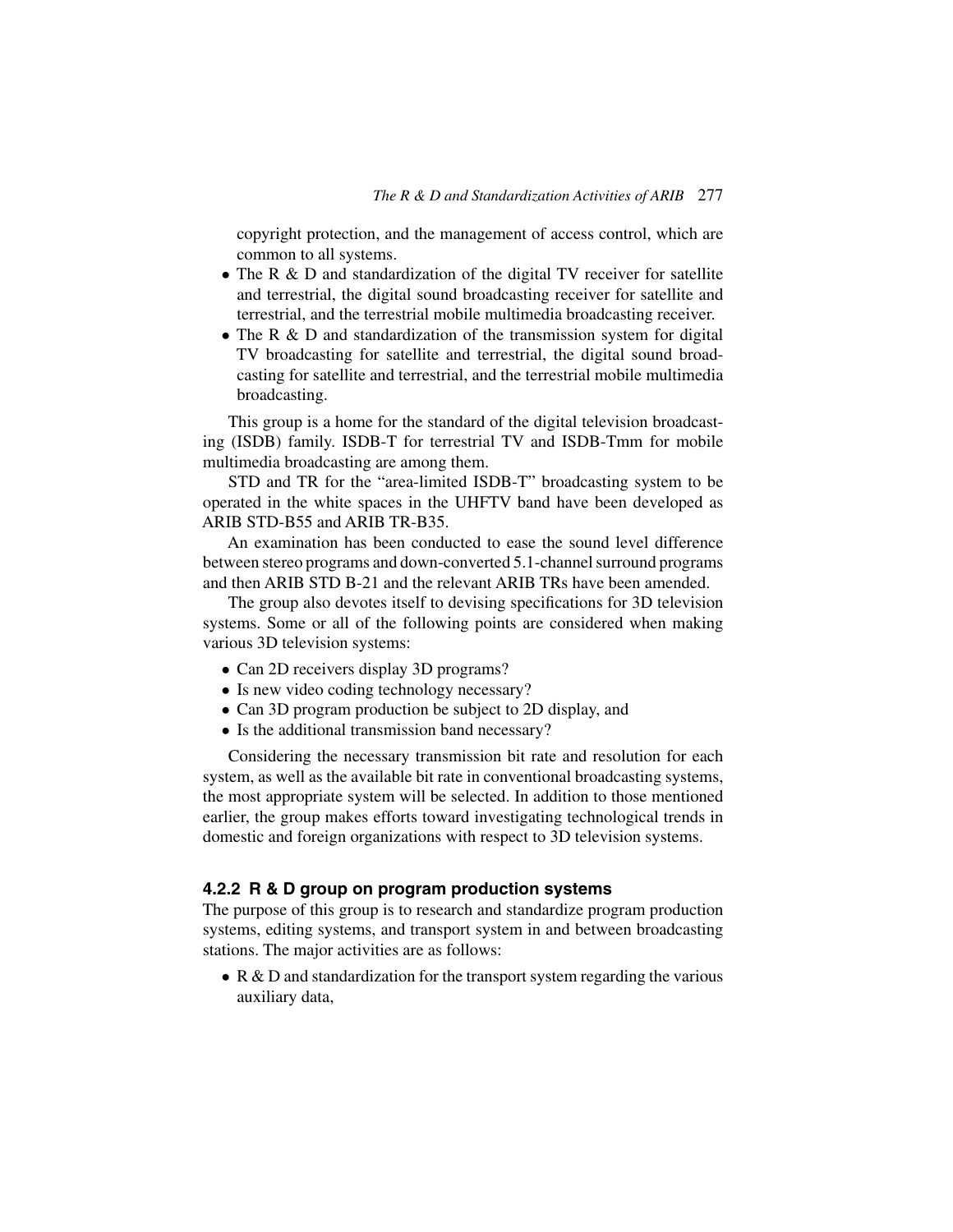copyright protection, and the management of access control, which are common to all systems.

- The R & D and standardization of the digital TV receiver for satellite and terrestrial, the digital sound broadcasting receiver for satellite and terrestrial, and the terrestrial mobile multimedia broadcasting receiver.
- The R & D and standardization of the transmission system for digital TV broadcasting for satellite and terrestrial, the digital sound broadcasting for satellite and terrestrial, and the terrestrial mobile multimedia broadcasting.

This group is a home for the standard of the digital television broadcasting (ISDB) family. ISDB-T for terrestrial TV and ISDB-Tmm for mobile multimedia broadcasting are among them.

STD and TR for the "area-limited ISDB-T" broadcasting system to be operated in the white spaces in the UHFTV band have been developed as ARIB STD-B55 and ARIB TR-B35.

An examination has been conducted to ease the sound level difference between stereo programs and down-converted 5.1-channel surround programs and then ARIB STD B-21 and the relevant ARIB TRs have been amended.

The group also devotes itself to devising specifications for 3D television systems. Some or all of the following points are considered when making various 3D television systems:

- Can 2D receivers display 3D programs?
- Is new video coding technology necessary?
- Can 3D program production be subject to 2D display, and
- Is the additional transmission band necessary?

Considering the necessary transmission bit rate and resolution for each system, as well as the available bit rate in conventional broadcasting systems, the most appropriate system will be selected. In addition to those mentioned earlier, the group makes efforts toward investigating technological trends in domestic and foreign organizations with respect to 3D television systems.

### 4.2.2 R & D group on program production systems

The purpose of this group is to research and standardize program production systems, editing systems, and transport system in and between broadcasting stations. The major activities are as follows:

- R & D and standardization for the transport system regarding the various auxiliary data,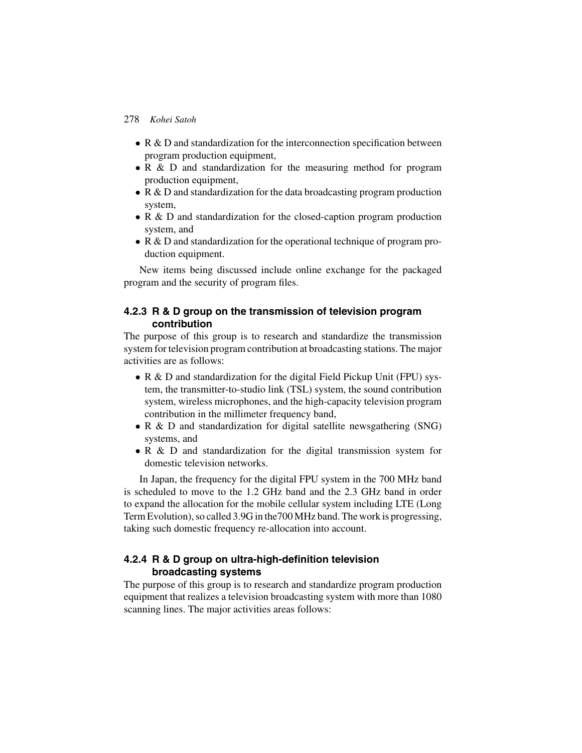- R & D and standardization for the interconnection specification between program production equipment,
- R & D and standardization for the measuring method for program production equipment,
- R & D and standardization for the data broadcasting program production system,
- R & D and standardization for the closed-caption program production system, and
- R & D and standardization for the operational technique of program production equipment.

New items being discussed include online exchange for the packaged program and the security of program files.

### 4.2.3 R & D group on the transmission of television program contribution

The purpose of this group is to research and standardize the transmission system for television program contribution at broadcasting stations. The major activities are as follows:

- R & D and standardization for the digital Field Pickup Unit (FPU) system, the transmitter-to-studio link (TSL) system, the sound contribution system, wireless microphones, and the high-capacity television program contribution in the millimeter frequency band,
- R & D and standardization for digital satellite newsgathering (SNG) systems, and
- R & D and standardization for the digital transmission system for domestic television networks.

In Japan, the frequency for the digital FPU system in the 700 MHz band is scheduled to move to the 1.2 GHz band and the 2.3 GHz band in order to expand the allocation for the mobile cellular system including LTE (Long Term Evolution), so called 3.9G in the700 MHz band. The work is progressing, taking such domestic frequency re-allocation into account.

### 4.2.4 R & D group on ultra-high-definition television broadcasting systems

The purpose of this group is to research and standardize program production equipment that realizes a television broadcasting system with more than 1080 scanning lines. The major activities areas follows: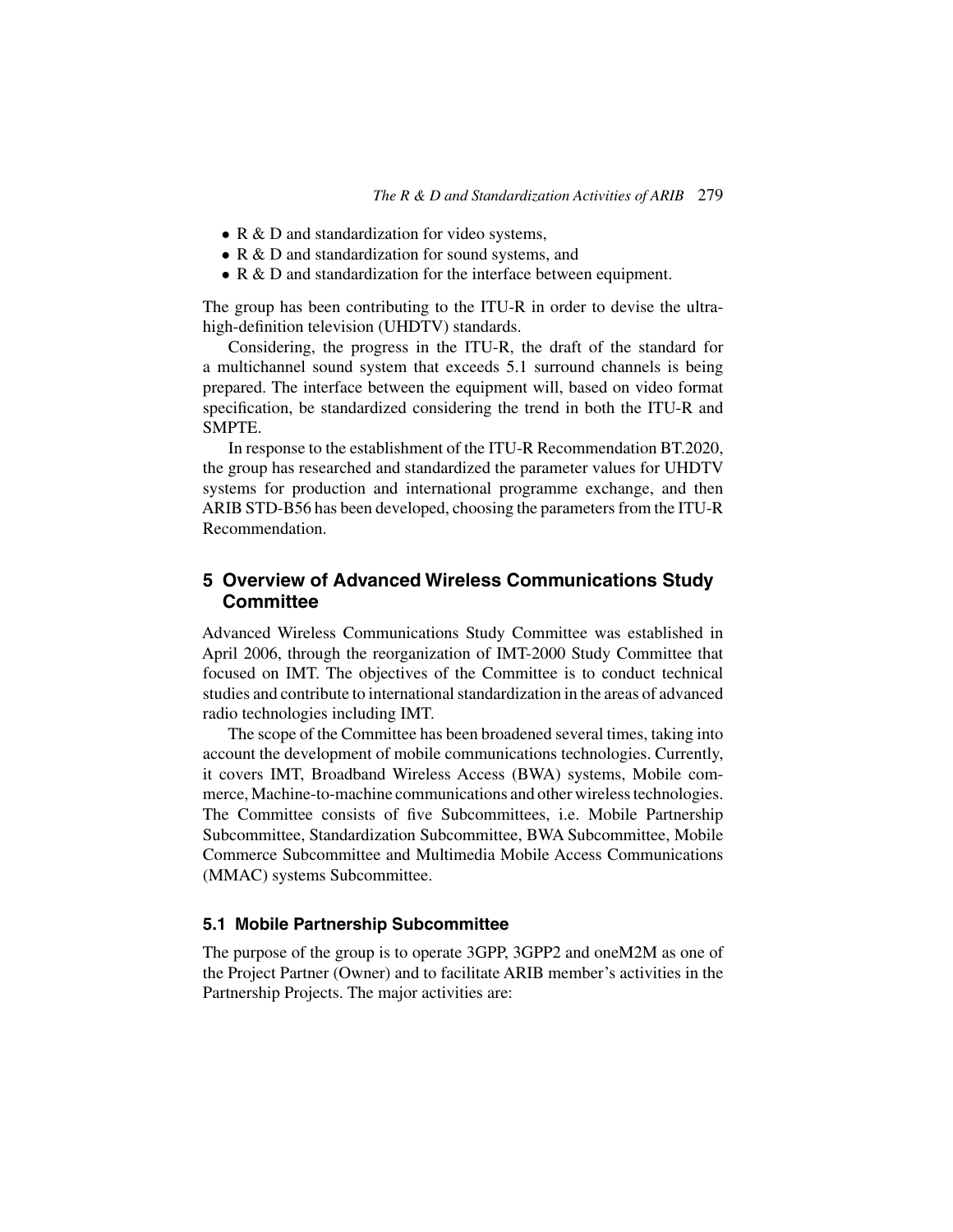- R & D and standardization for video systems,
- R & D and standardization for sound systems, and
- R & D and standardization for the interface between equipment.

The group has been contributing to the ITU-R in order to devise the ultra-high-definition television (UHDTV) standards.

Considering, the progress in the ITU-R, the draft of the standard for a multichannel sound system that exceeds 5.1 surround channels is being prepared. The interface between the equipment will, based on video format specification, be standardized considering the trend in both the ITU-R and SMPTE.

In response to the establishment of the ITU-R Recommendation BT.2020, the group has researched and standardized the parameter values for UHDTV systems for production and international programme exchange, and then ARIB STD-B56 has been developed, choosing the parameters from the ITU-R Recommendation.

## 5 Overview of Advanced Wireless Communications Study Committee

Advanced Wireless Communications Study Committee was established in April 2006, through the reorganization of IMT-2000 Study Committee that focused on IMT. The objectives of the Committee is to conduct technical studies and contribute to international standardization in the areas of advanced radio technologies including IMT.

The scope of the Committee has been broadened several times, taking into account the development of mobile communications technologies. Currently, it covers IMT, Broadband Wireless Access (BWA) systems, Mobile commerce, Machine-to-machine communications and other wireless technologies. The Committee consists of five Subcommittees, i.e. Mobile Partnership Subcommittee, Standardization Subcommittee, BWA Subcommittee, Mobile Commerce Subcommittee and Multimedia Mobile Access Communications (MMAC) systems Subcommittee.

### 5.1 Mobile Partnership Subcommittee

The purpose of the group is to operate 3GPP, 3GPP2 and oneM2M as one of the Project Partner (Owner) and to facilitate ARIB member's activities in the Partnership Projects. The major activities are: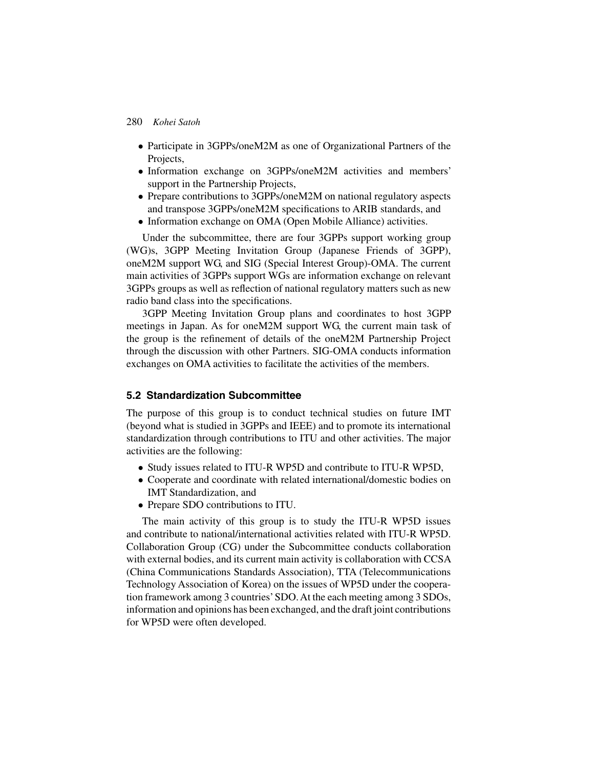- Participate in 3GPPs/oneM2M as one of Organizational Partners of the Projects,
- Information exchange on 3GPPs/oneM2M activities and members' support in the Partnership Projects,
- Prepare contributions to 3GPPs/oneM2M on national regulatory aspects and transpose 3GPPs/oneM2M specifications to ARIB standards, and
- Information exchange on OMA (Open Mobile Alliance) activities.

Under the subcommittee, there are four 3GPPs support working group (WG)s, 3GPP Meeting Invitation Group (Japanese Friends of 3GPP), oneM2M support WG, and SIG (Special Interest Group)-OMA. The current main activities of 3GPPs support WGs are information exchange on relevant 3GPPs groups as well as reflection of national regulatory matters such as new radio band class into the specifications.

3GPP Meeting Invitation Group plans and coordinates to host 3GPP meetings in Japan. As for oneM2M support WG, the current main task of the group is the refinement of details of the oneM2M Partnership Project through the discussion with other Partners. SIG-OMA conducts information exchanges on OMA activities to facilitate the activities of the members.

## 5.2 Standardization Subcommittee

The purpose of this group is to conduct technical studies on future IMT (beyond what is studied in 3GPPs and IEEE) and to promote its international standardization through contributions to ITU and other activities. The major activities are the following:

- Study issues related to ITU-R WP5D and contribute to ITU-R WP5D,
- Cooperate and coordinate with related international/domestic bodies on IMT Standardization, and
- Prepare SDO contributions to ITU.

The main activity of this group is to study the ITU-R WP5D issues and contribute to national/international activities related with ITU-R WP5D. Collaboration Group (CG) under the Subcommittee conducts collaboration with external bodies, and its current main activity is collaboration with CCSA (China Communications Standards Association), TTA (Telecommunications Technology Association of Korea) on the issues of WP5D under the cooperation framework among 3 countries' SDO. At the each meeting among 3 SDOs, information and opinions has been exchanged, and the draft joint contributions for WP5D were often developed.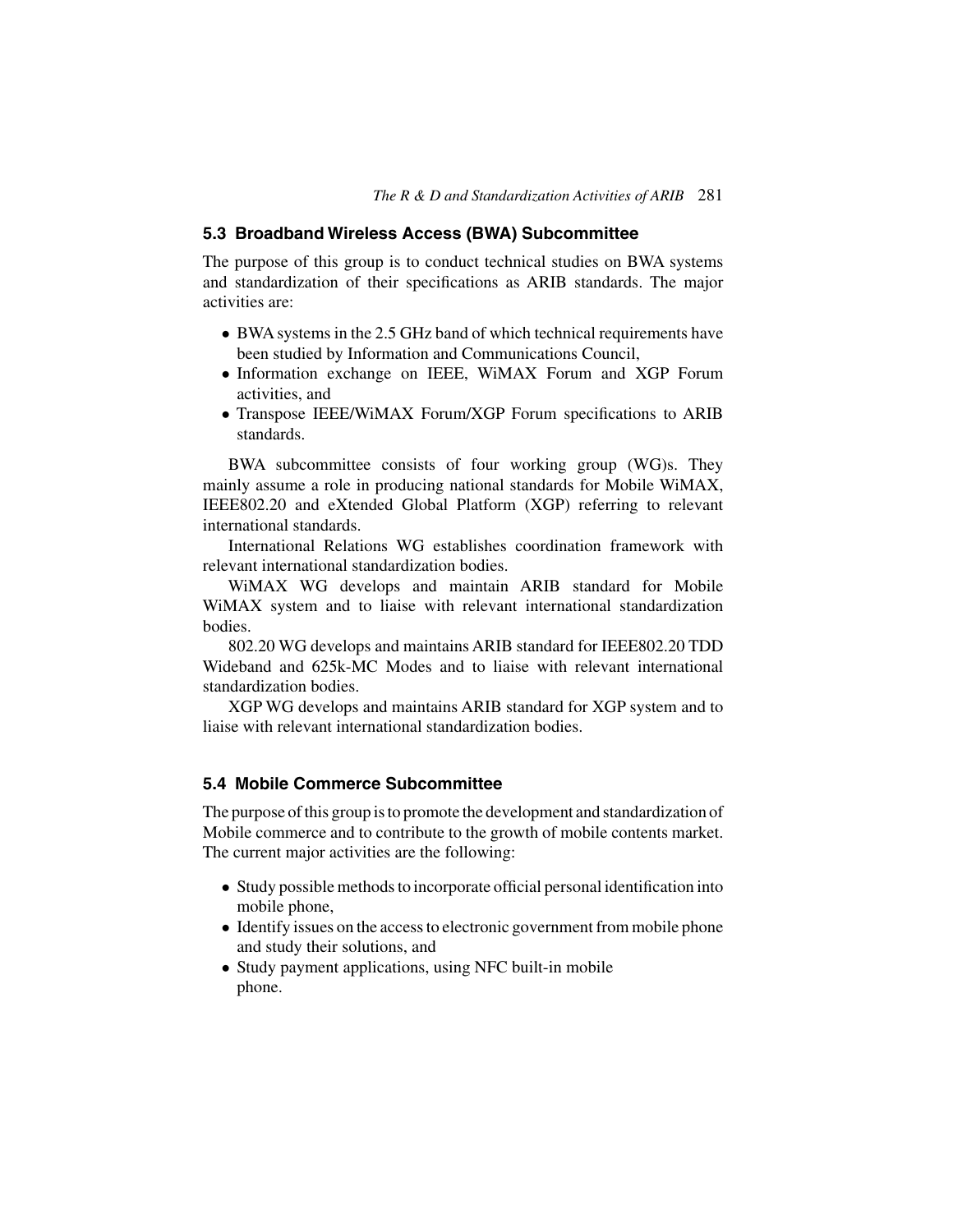## 5.3 Broadband Wireless Access (BWA) Subcommittee

The purpose of this group is to conduct technical studies on BWA systems and standardization of their specifications as ARIB standards. The major activities are:

- BWA systems in the 2.5 GHz band of which technical requirements have been studied by Information and Communications Council,
- Information exchange on IEEE, WiMAX Forum and XGP Forum activities, and
- Transpose IEEE/WiMAX Forum/XGP Forum specifications to ARIB standards.

BWA subcommittee consists of four working group (WG)s. They mainly assume a role in producing national standards for Mobile WiMAX, IEEE802.20 and eXtended Global Platform (XGP) referring to relevant international standards.

International Relations WG establishes coordination framework with relevant international standardization bodies.

WiMAX WG develops and maintain ARIB standard for Mobile WiMAX system and to liaise with relevant international standardization bodies.

802.20 WG develops and maintains ARIB standard for IEEE802.20 TDD Wideband and 625k-MC Modes and to liaise with relevant international standardization bodies.

XGP WG develops and maintains ARIB standard for XGP system and to liaise with relevant international standardization bodies.

## 5.4 Mobile Commerce Subcommittee

The purpose of this group is to promote the development and standardization of Mobile commerce and to contribute to the growth of mobile contents market. The current major activities are the following:

- Study possible methods to incorporate official personal identification into mobile phone,
- Identify issues on the access to electronic government from mobile phone and study their solutions, and
- Study payment applications, using NFC built-in mobile phone.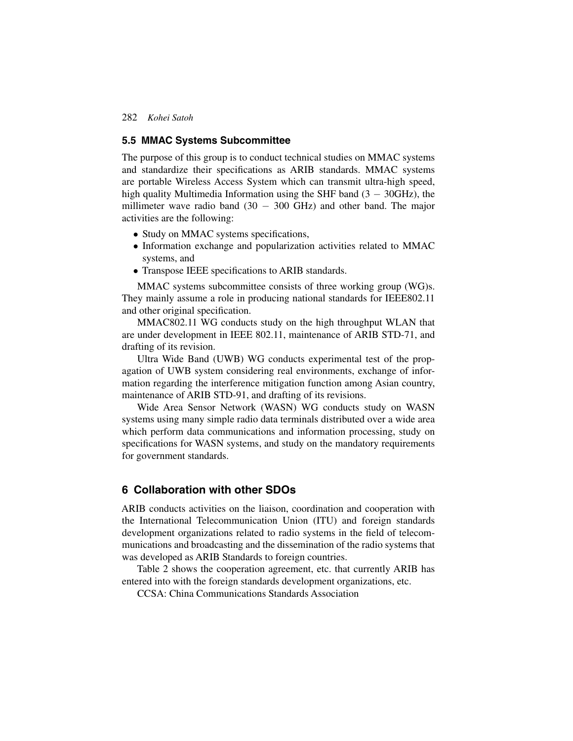### 5.5 MMAC Systems Subcommittee

The purpose of this group is to conduct technical studies on MMAC systems and standardize their specifications as ARIB standards. MMAC systems are portable Wireless Access System which can transmit ultra-high speed, high quality Multimedia Information using the SHF band (3 − 30GHz), the millimeter wave radio band (30 − 300 GHz) and other band. The major activities are the following:

- Study on MMAC systems specifications,
- Information exchange and popularization activities related to MMAC systems, and
- Transpose IEEE specifications to ARIB standards.

MMAC systems subcommittee consists of three working group (WG)s. They mainly assume a role in producing national standards for IEEE802.11 and other original specification.

MMAC802.11 WG conducts study on the high throughput WLAN that are under development in IEEE 802.11, maintenance of ARIB STD-71, and drafting of its revision.

Ultra Wide Band (UWB) WG conducts experimental test of the propagation of UWB system considering real environments, exchange of information regarding the interference mitigation function among Asian country, maintenance of ARIB STD-91, and drafting of its revisions.

Wide Area Sensor Network (WASN) WG conducts study on WASN systems using many simple radio data terminals distributed over a wide area which perform data communications and information processing, study on specifications for WASN systems, and study on the mandatory requirements for government standards.

## 6 Collaboration with other SDOs

ARIB conducts activities on the liaison, coordination and cooperation with the International Telecommunication Union (ITU) and foreign standards development organizations related to radio systems in the field of telecommunications and broadcasting and the dissemination of the radio systems that was developed as ARIB Standards to foreign countries.

Table 2 shows the cooperation agreement, etc. that currently ARIB has entered into with the foreign standards development organizations, etc.

CCSA: China Communications Standards Association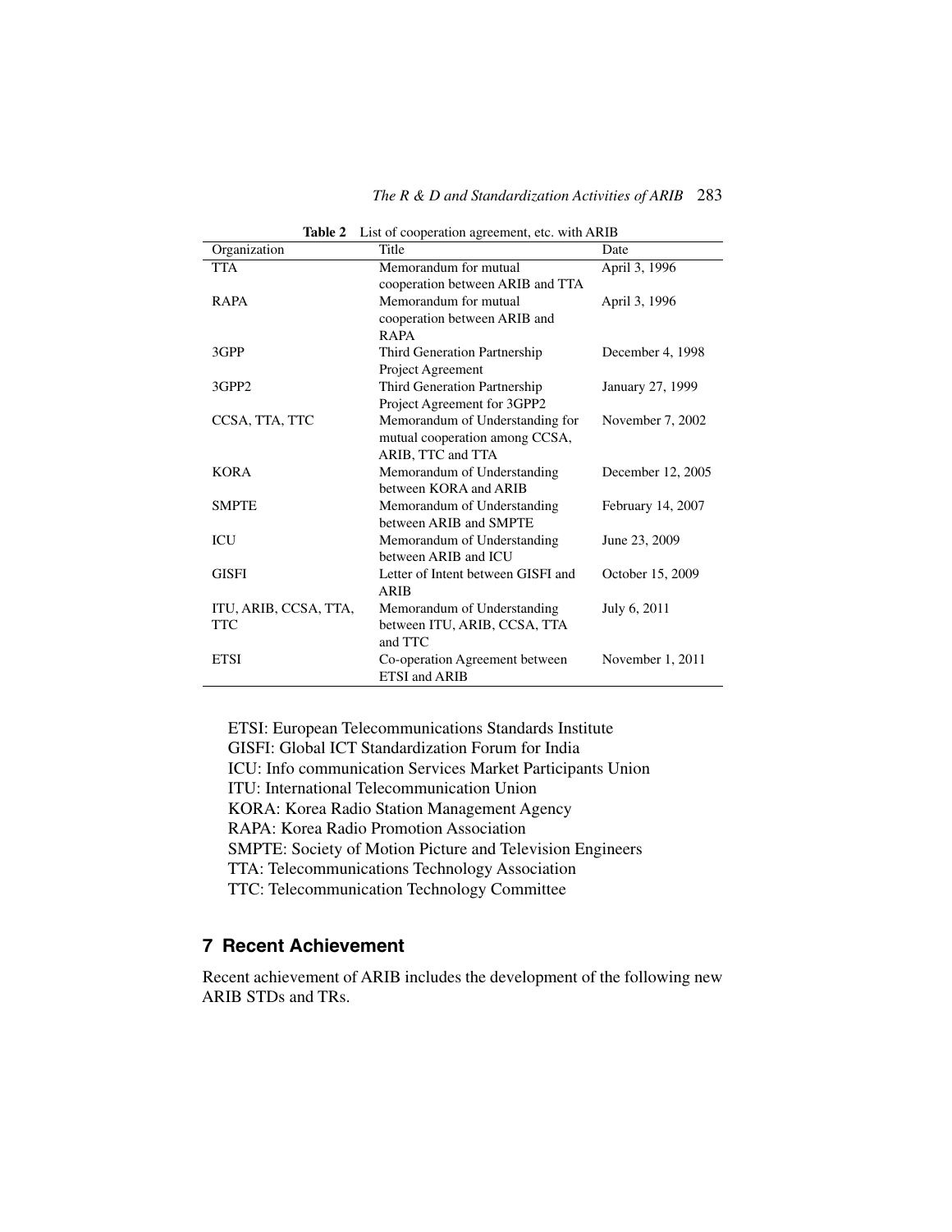**Table 2** List of cooperation agreement, etc. with ARIB

| Organization | Title | Date |
|---|---|---|
| TTA | Memorandum for mutual cooperation between ARIB and TTA | April 3, 1996 |
| RAPA | Memorandum for mutual cooperation between ARIB and RAPA | April 3, 1996 |
| 3GPP | Third Generation Partnership Project Agreement | December 4, 1998 |
| 3GPP2 | Third Generation Partnership Project Agreement for 3GPP2 | January 27, 1999 |
| CCSA, TTA, TTC | Memorandum of Understanding for mutual cooperation among CCSA, ARIB, TTC and TTA | November 7, 2002 |
| KORA | Memorandum of Understanding between KORA and ARIB | December 12, 2005 |
| SMPTE | Memorandum of Understanding between ARIB and SMPTE | February 14, 2007 |
| ICU | Memorandum of Understanding between ARIB and ICU | June 23, 2009 |
| GISFI | Letter of Intent between GISFI and ARIB | October 15, 2009 |
| ITU, ARIB, CCSA, TTA, TTC | Memorandum of Understanding between ITU, ARIB, CCSA, TTA and TTC | July 6, 2011 |
| ETSI | Co-operation Agreement between ETSI and ARIB | November 1, 2011 |

ETSI: European Telecommunications Standards Institute
GISFI: Global ICT Standardization Forum for India
ICU: Info communication Services Market Participants Union
ITU: International Telecommunication Union
KORA: Korea Radio Station Management Agency
RAPA: Korea Radio Promotion Association
SMPTE: Society of Motion Picture and Television Engineers
TTA: Telecommunications Technology Association
TTC: Telecommunication Technology Committee

## 7 Recent Achievement

Recent achievement of ARIB includes the development of the following new ARIB STDs and TRs.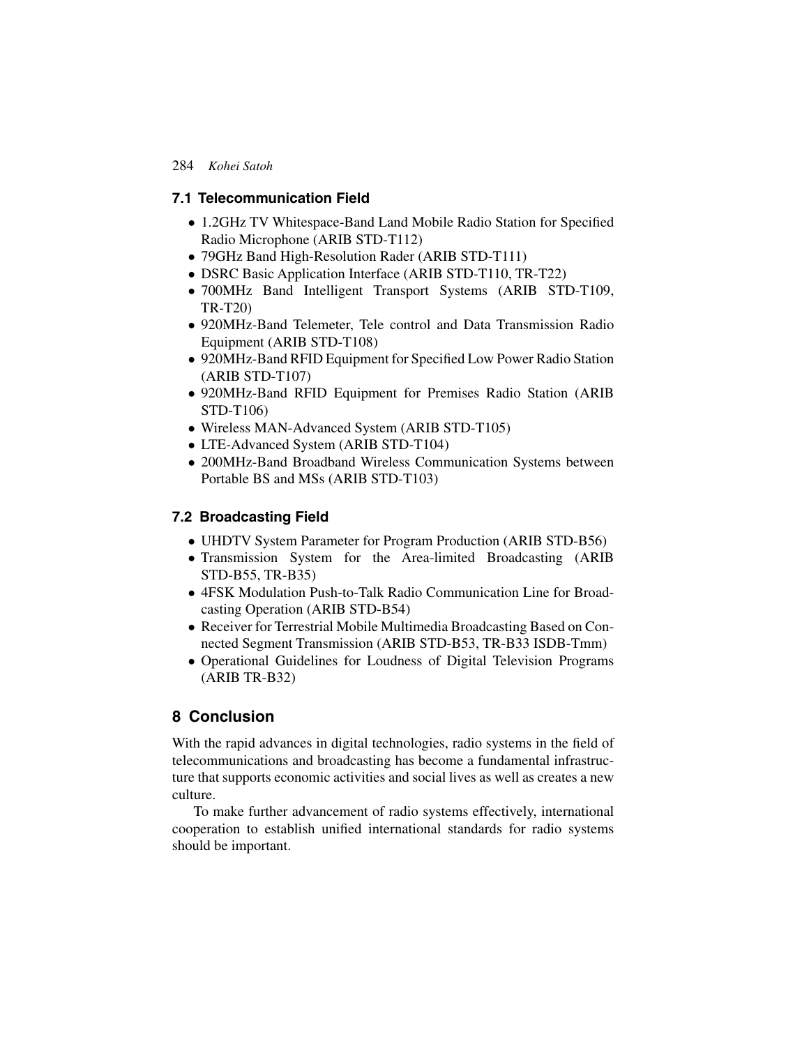## 7.1 Telecommunication Field

- 1.2GHz TV Whitespace-Band Land Mobile Radio Station for Specified Radio Microphone (ARIB STD-T112)
- 79GHz Band High-Resolution Rader (ARIB STD-T111)
- DSRC Basic Application Interface (ARIB STD-T110, TR-T22)
- 700MHz Band Intelligent Transport Systems (ARIB STD-T109, TR-T20)
- 920MHz-Band Telemeter, Tele control and Data Transmission Radio Equipment (ARIB STD-T108)
- 920MHz-Band RFID Equipment for Specified Low Power Radio Station (ARIB STD-T107)
- 920MHz-Band RFID Equipment for Premises Radio Station (ARIB STD-T106)
- Wireless MAN-Advanced System (ARIB STD-T105)
- LTE-Advanced System (ARIB STD-T104)
- 200MHz-Band Broadband Wireless Communication Systems between Portable BS and MSs (ARIB STD-T103)

## 7.2 Broadcasting Field

- UHDTV System Parameter for Program Production (ARIB STD-B56)
- Transmission System for the Area-limited Broadcasting (ARIB STD-B55, TR-B35)
- 4FSK Modulation Push-to-Talk Radio Communication Line for Broadcasting Operation (ARIB STD-B54)
- Receiver for Terrestrial Mobile Multimedia Broadcasting Based on Connected Segment Transmission (ARIB STD-B53, TR-B33 ISDB-Tmm)
- Operational Guidelines for Loudness of Digital Television Programs (ARIB TR-B32)

# 8 Conclusion

With the rapid advances in digital technologies, radio systems in the field of telecommunications and broadcasting has become a fundamental infrastructure that supports economic activities and social lives as well as creates a new culture.

To make further advancement of radio systems effectively, international cooperation to establish unified international standards for radio systems should be important.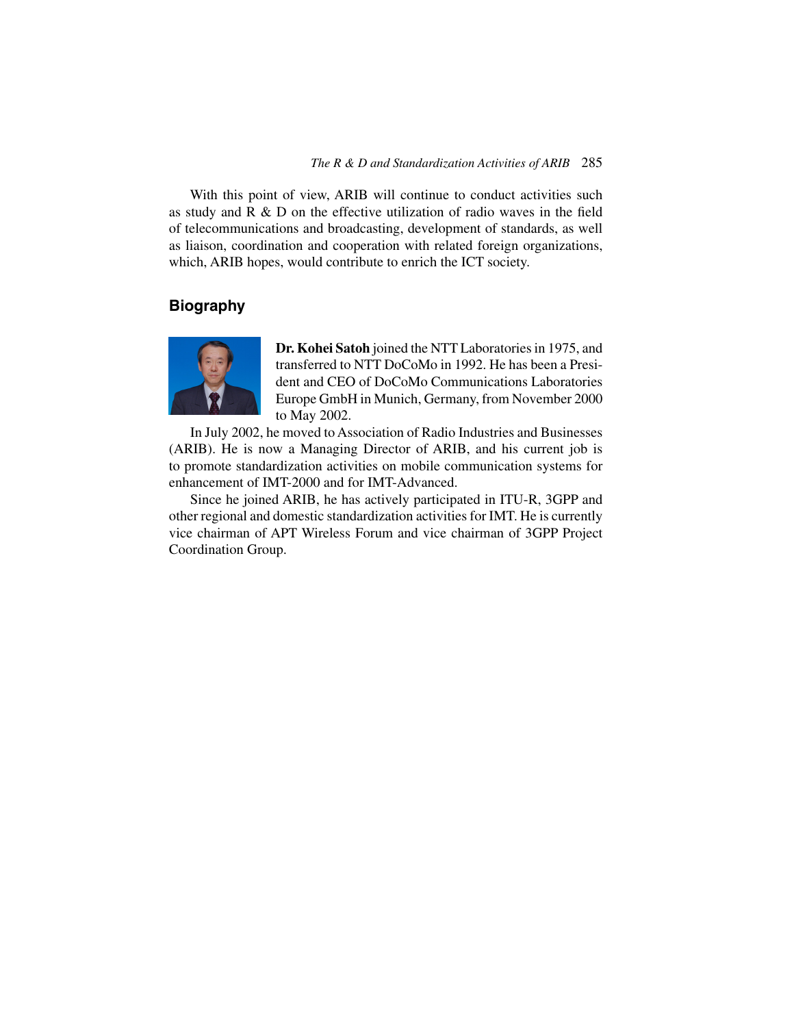With this point of view, ARIB will continue to conduct activities such as study and R & D on the effective utilization of radio waves in the field of telecommunications and broadcasting, development of standards, as well as liaison, coordination and cooperation with related foreign organizations, which, ARIB hopes, would contribute to enrich the ICT society.

## Biography

**Dr. Kohei Satoh** joined the NTT Laboratories in 1975, and transferred to NTT DoCoMo in 1992. He has been a President and CEO of DoCoMo Communications Laboratories Europe GmbH in Munich, Germany, from November 2000 to May 2002.

In July 2002, he moved to Association of Radio Industries and Businesses (ARIB). He is now a Managing Director of ARIB, and his current job is to promote standardization activities on mobile communication systems for enhancement of IMT-2000 and for IMT-Advanced.

Since he joined ARIB, he has actively participated in ITU-R, 3GPP and other regional and domestic standardization activities for IMT. He is currently vice chairman of APT Wireless Forum and vice chairman of 3GPP Project Coordination Group.